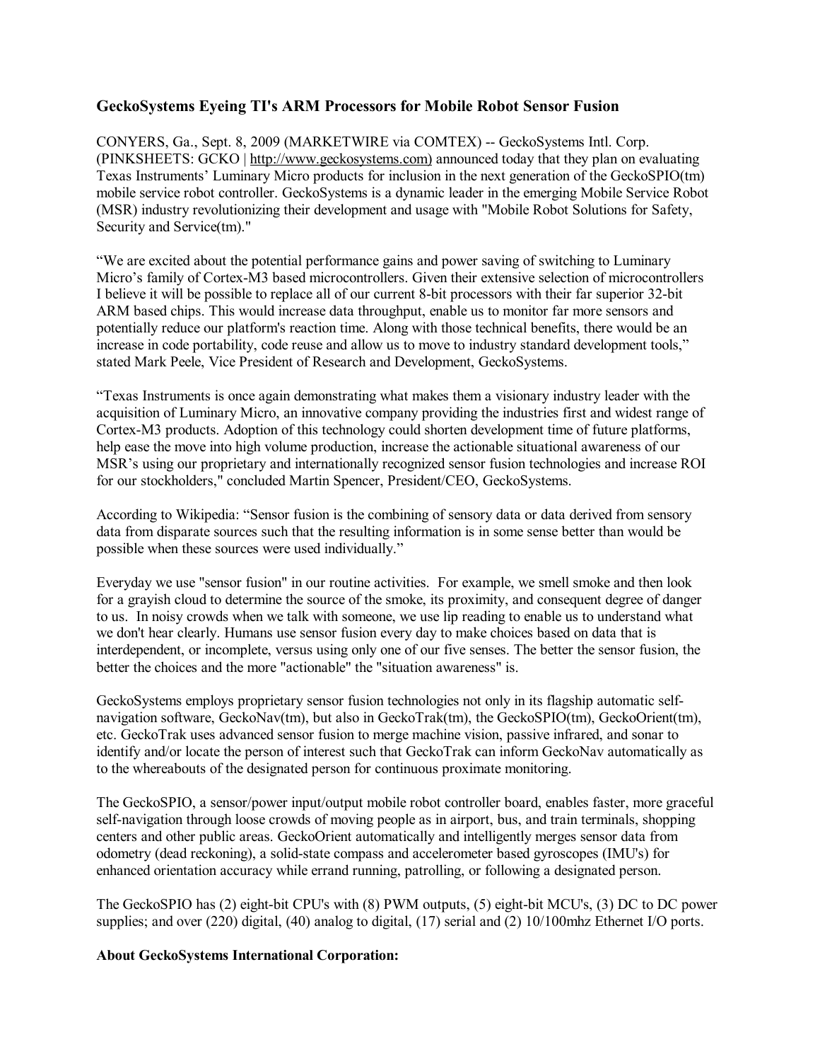## GeckoSystems Eyeing TI's ARM Processors for Mobile Robot Sensor Fusion

CONYERS, Ga., Sept. 8, 2009 (MARKETWIRE via COMTEX) -- GeckoSystems Intl. Corp. (PINKSHEETS: GCKO | http://www.geckosystems.com) announced today that they plan on evaluating Texas Instruments' Luminary Micro products for inclusion in the next generation of the GeckoSPIO(tm) mobile service robot controller. GeckoSystems is a dynamic leader in the emerging Mobile Service Robot (MSR) industry revolutionizing their development and usage with "Mobile Robot Solutions for Safety, Security and Service(tm)."

"We are excited about the potential performance gains and power saving of switching to Luminary Micro's family of Cortex-M3 based microcontrollers. Given their extensive selection of microcontrollers I believe it will be possible to replace all of our current 8-bit processors with their far superior 32-bit ARM based chips. This would increase data throughput, enable us to monitor far more sensors and potentially reduce our platform's reaction time. Along with those technical benefits, there would be an increase in code portability, code reuse and allow us to move to industry standard development tools," stated Mark Peele, Vice President of Research and Development, GeckoSystems.

"Texas Instruments is once again demonstrating what makes them a visionary industry leader with the acquisition of Luminary Micro, an innovative company providing the industries first and widest range of Cortex-M3 products. Adoption of this technology could shorten development time of future platforms, help ease the move into high volume production, increase the actionable situational awareness of our MSR's using our proprietary and internationally recognized sensor fusion technologies and increase ROI for our stockholders," concluded Martin Spencer, President/CEO, GeckoSystems.

According to Wikipedia: "Sensor fusion is the combining of sensory data or data derived from sensory data from disparate sources such that the resulting information is in some sense better than would be possible when these sources were used individually."

Everyday we use "sensor fusion" in our routine activities. For example, we smell smoke and then look for a grayish cloud to determine the source of the smoke, its proximity, and consequent degree of danger to us. In noisy crowds when we talk with someone, we use lip reading to enable us to understand what we don't hear clearly. Humans use sensor fusion every day to make choices based on data that is interdependent, or incomplete, versus using only one of our five senses. The better the sensor fusion, the better the choices and the more "actionable" the "situation awareness" is.

GeckoSystems employs proprietary sensor fusion technologies not only in its flagship automatic self-navigation software, GeckoNav(tm), but also in GeckoTrak(tm), the GeckoSPIO(tm), GeckoOrient(tm), etc. GeckoTrak uses advanced sensor fusion to merge machine vision, passive infrared, and sonar to identify and/or locate the person of interest such that GeckoTrak can inform GeckoNav automatically as to the whereabouts of the designated person for continuous proximate monitoring.

The GeckoSPIO, a sensor/power input/output mobile robot controller board, enables faster, more graceful self-navigation through loose crowds of moving people as in airport, bus, and train terminals, shopping centers and other public areas. GeckoOrient automatically and intelligently merges sensor data from odometry (dead reckoning), a solid-state compass and accelerometer based gyroscopes (IMU's) for enhanced orientation accuracy while errand running, patrolling, or following a designated person.

The GeckoSPIO has (2) eight-bit CPU's with (8) PWM outputs, (5) eight-bit MCU's, (3) DC to DC power supplies; and over (220) digital, (40) analog to digital, (17) serial and (2) 10/100mhz Ethernet I/O ports.

**About GeckoSystems International Corporation:**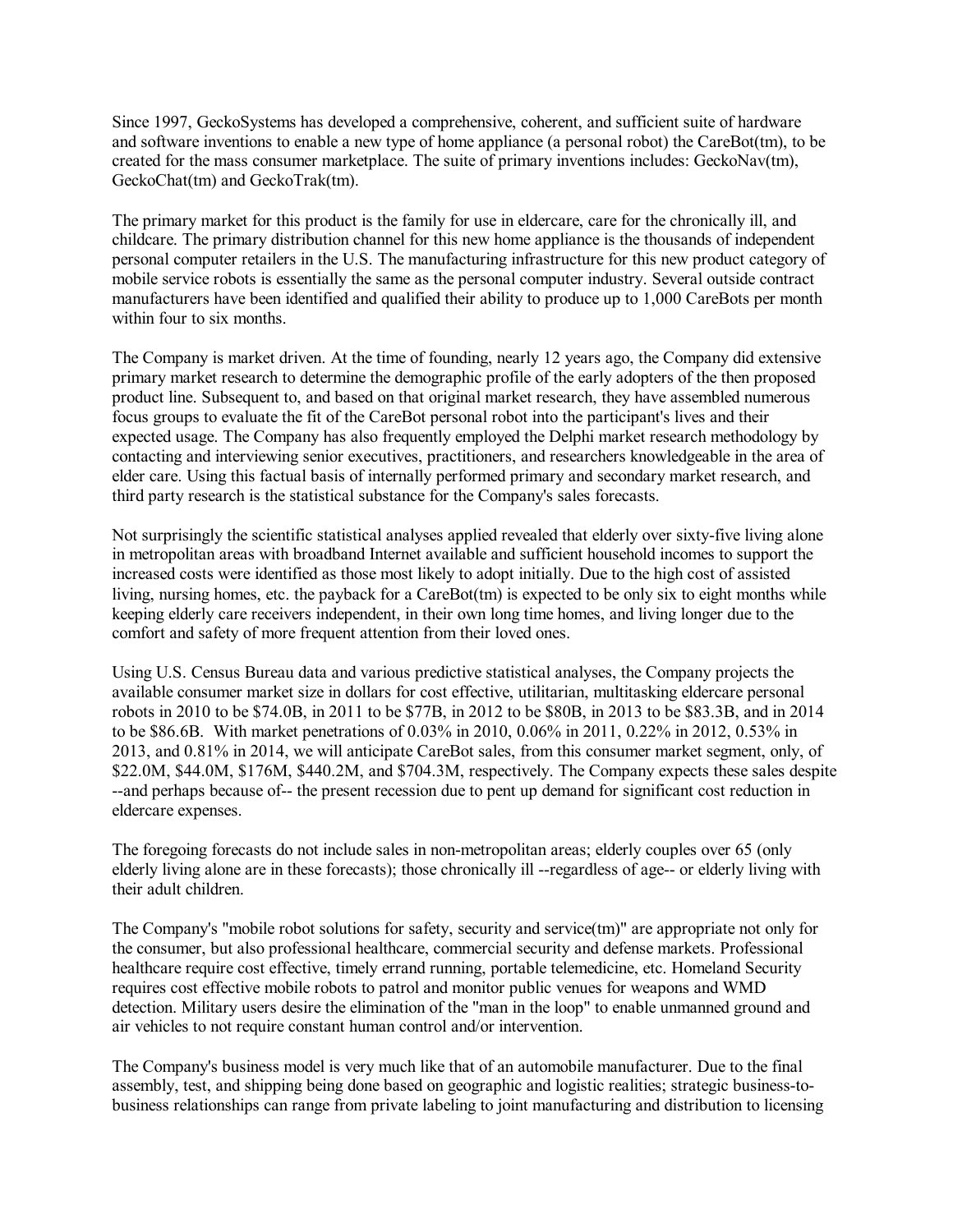Since 1997, GeckoSystems has developed a comprehensive, coherent, and sufficient suite of hardware and software inventions to enable a new type of home appliance (a personal robot) the CareBot(tm), to be created for the mass consumer marketplace. The suite of primary inventions includes: GeckoNav(tm), GeckoChat(tm) and GeckoTrak(tm).

The primary market for this product is the family for use in eldercare, care for the chronically ill, and childcare. The primary distribution channel for this new home appliance is the thousands of independent personal computer retailers in the U.S. The manufacturing infrastructure for this new product category of mobile service robots is essentially the same as the personal computer industry. Several outside contract manufacturers have been identified and qualified their ability to produce up to 1,000 CareBots per month within four to six months.

The Company is market driven. At the time of founding, nearly 12 years ago, the Company did extensive primary market research to determine the demographic profile of the early adopters of the then proposed product line. Subsequent to, and based on that original market research, they have assembled numerous focus groups to evaluate the fit of the CareBot personal robot into the participant's lives and their expected usage. The Company has also frequently employed the Delphi market research methodology by contacting and interviewing senior executives, practitioners, and researchers knowledgeable in the area of elder care. Using this factual basis of internally performed primary and secondary market research, and third party research is the statistical substance for the Company's sales forecasts.

Not surprisingly the scientific statistical analyses applied revealed that elderly over sixty-five living alone in metropolitan areas with broadband Internet available and sufficient household incomes to support the increased costs were identified as those most likely to adopt initially. Due to the high cost of assisted living, nursing homes, etc. the payback for a CareBot(tm) is expected to be only six to eight months while keeping elderly care receivers independent, in their own long time homes, and living longer due to the comfort and safety of more frequent attention from their loved ones.

Using U.S. Census Bureau data and various predictive statistical analyses, the Company projects the available consumer market size in dollars for cost effective, utilitarian, multitasking eldercare personal robots in 2010 to be $74.0B, in 2011 to be $77B, in 2012 to be $80B, in 2013 to be $83.3B, and in 2014 to be $86.6B. With market penetrations of 0.03% in 2010, 0.06% in 2011, 0.22% in 2012, 0.53% in 2013, and 0.81% in 2014, we will anticipate CareBot sales, from this consumer market segment, only, of $22.0M, $44.0M, $176M, $440.2M, and $704.3M, respectively. The Company expects these sales despite --and perhaps because of-- the present recession due to pent up demand for significant cost reduction in eldercare expenses.

The foregoing forecasts do not include sales in non-metropolitan areas; elderly couples over 65 (only elderly living alone are in these forecasts); those chronically ill --regardless of age-- or elderly living with their adult children.

The Company's "mobile robot solutions for safety, security and service(tm)" are appropriate not only for the consumer, but also professional healthcare, commercial security and defense markets. Professional healthcare require cost effective, timely errand running, portable telemedicine, etc. Homeland Security requires cost effective mobile robots to patrol and monitor public venues for weapons and WMD detection. Military users desire the elimination of the "man in the loop" to enable unmanned ground and air vehicles to not require constant human control and/or intervention.

The Company's business model is very much like that of an automobile manufacturer. Due to the final assembly, test, and shipping being done based on geographic and logistic realities; strategic business-to-business relationships can range from private labeling to joint manufacturing and distribution to licensing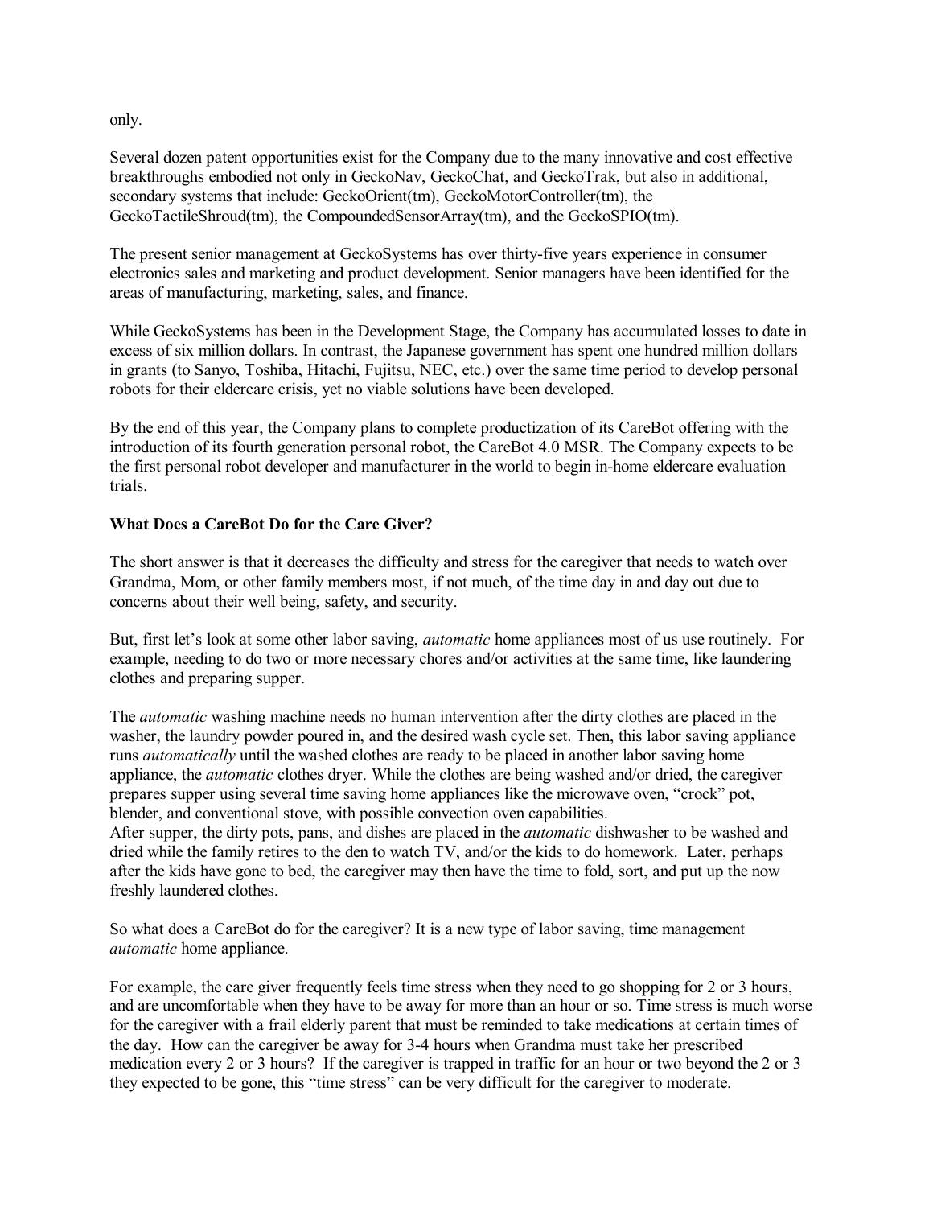only.

Several dozen patent opportunities exist for the Company due to the many innovative and cost effective breakthroughs embodied not only in GeckoNav, GeckoChat, and GeckoTrak, but also in additional, secondary systems that include: GeckoOrient(tm), GeckoMotorController(tm), the GeckoTactileShroud(tm), the CompoundedSensorArray(tm), and the GeckoSPIO(tm).

The present senior management at GeckoSystems has over thirty-five years experience in consumer electronics sales and marketing and product development. Senior managers have been identified for the areas of manufacturing, marketing, sales, and finance.

While GeckoSystems has been in the Development Stage, the Company has accumulated losses to date in excess of six million dollars. In contrast, the Japanese government has spent one hundred million dollars in grants (to Sanyo, Toshiba, Hitachi, Fujitsu, NEC, etc.) over the same time period to develop personal robots for their eldercare crisis, yet no viable solutions have been developed.

By the end of this year, the Company plans to complete productization of its CareBot offering with the introduction of its fourth generation personal robot, the CareBot 4.0 MSR. The Company expects to be the first personal robot developer and manufacturer in the world to begin in-home eldercare evaluation trials.

**What Does a CareBot Do for the Care Giver?**

The short answer is that it decreases the difficulty and stress for the caregiver that needs to watch over Grandma, Mom, or other family members most, if not much, of the time day in and day out due to concerns about their well being, safety, and security.

But, first let's look at some other labor saving, *automatic* home appliances most of us use routinely. For example, needing to do two or more necessary chores and/or activities at the same time, like laundering clothes and preparing supper.

The *automatic* washing machine needs no human intervention after the dirty clothes are placed in the washer, the laundry powder poured in, and the desired wash cycle set. Then, this labor saving appliance runs *automatically* until the washed clothes are ready to be placed in another labor saving home appliance, the *automatic* clothes dryer. While the clothes are being washed and/or dried, the caregiver prepares supper using several time saving home appliances like the microwave oven, "crock" pot, blender, and conventional stove, with possible convection oven capabilities.
After supper, the dirty pots, pans, and dishes are placed in the *automatic* dishwasher to be washed and dried while the family retires to the den to watch TV, and/or the kids to do homework. Later, perhaps after the kids have gone to bed, the caregiver may then have the time to fold, sort, and put up the now freshly laundered clothes.

So what does a CareBot do for the caregiver? It is a new type of labor saving, time management *automatic* home appliance.

For example, the care giver frequently feels time stress when they need to go shopping for 2 or 3 hours, and are uncomfortable when they have to be away for more than an hour or so. Time stress is much worse for the caregiver with a frail elderly parent that must be reminded to take medications at certain times of the day. How can the caregiver be away for 3-4 hours when Grandma must take her prescribed medication every 2 or 3 hours? If the caregiver is trapped in traffic for an hour or two beyond the 2 or 3 they expected to be gone, this "time stress" can be very difficult for the caregiver to moderate.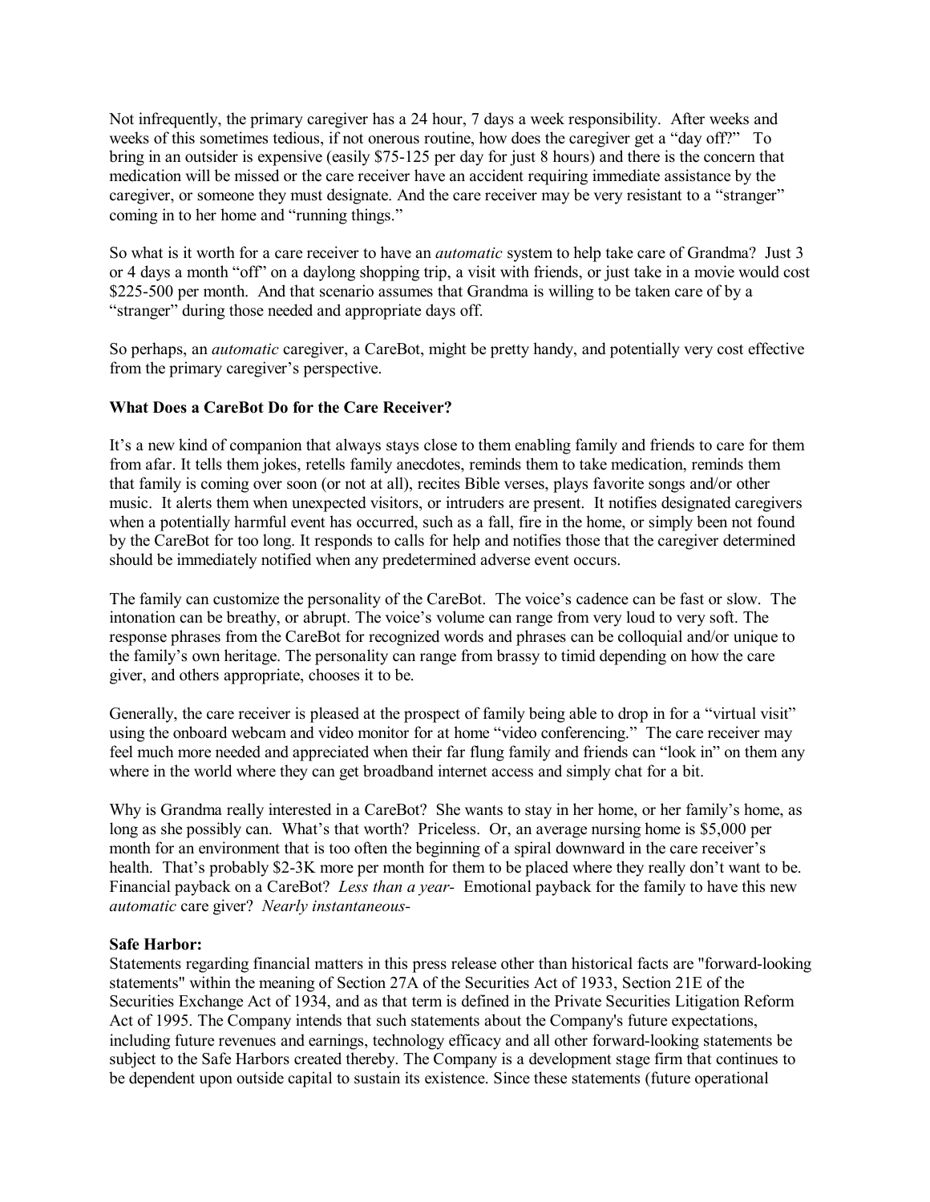Not infrequently, the primary caregiver has a 24 hour, 7 days a week responsibility. After weeks and weeks of this sometimes tedious, if not onerous routine, how does the caregiver get a "day off?" To bring in an outsider is expensive (easily $75-125 per day for just 8 hours) and there is the concern that medication will be missed or the care receiver have an accident requiring immediate assistance by the caregiver, or someone they must designate. And the care receiver may be very resistant to a "stranger" coming in to her home and "running things."

So what is it worth for a care receiver to have an *automatic* system to help take care of Grandma? Just 3 or 4 days a month "off" on a daylong shopping trip, a visit with friends, or just take in a movie would cost $225-500 per month. And that scenario assumes that Grandma is willing to be taken care of by a "stranger" during those needed and appropriate days off.

So perhaps, an *automatic* caregiver, a CareBot, might be pretty handy, and potentially very cost effective from the primary caregiver's perspective.

**What Does a CareBot Do for the Care Receiver?**

It's a new kind of companion that always stays close to them enabling family and friends to care for them from afar. It tells them jokes, retells family anecdotes, reminds them to take medication, reminds them that family is coming over soon (or not at all), recites Bible verses, plays favorite songs and/or other music. It alerts them when unexpected visitors, or intruders are present. It notifies designated caregivers when a potentially harmful event has occurred, such as a fall, fire in the home, or simply been not found by the CareBot for too long. It responds to calls for help and notifies those that the caregiver determined should be immediately notified when any predetermined adverse event occurs.

The family can customize the personality of the CareBot. The voice's cadence can be fast or slow. The intonation can be breathy, or abrupt. The voice's volume can range from very loud to very soft. The response phrases from the CareBot for recognized words and phrases can be colloquial and/or unique to the family's own heritage. The personality can range from brassy to timid depending on how the care giver, and others appropriate, chooses it to be.

Generally, the care receiver is pleased at the prospect of family being able to drop in for a "virtual visit" using the onboard webcam and video monitor for at home "video conferencing." The care receiver may feel much more needed and appreciated when their far flung family and friends can "look in" on them any where in the world where they can get broadband internet access and simply chat for a bit.

Why is Grandma really interested in a CareBot? She wants to stay in her home, or her family's home, as long as she possibly can. What's that worth? Priceless. Or, an average nursing home is $5,000 per month for an environment that is too often the beginning of a spiral downward in the care receiver's health. That's probably $2-3K more per month for them to be placed where they really don't want to be. Financial payback on a CareBot? *Less than a year-* Emotional payback for the family to have this new *automatic* care giver? *Nearly instantaneous-*

**Safe Harbor:**
Statements regarding financial matters in this press release other than historical facts are "forward-looking statements" within the meaning of Section 27A of the Securities Act of 1933, Section 21E of the Securities Exchange Act of 1934, and as that term is defined in the Private Securities Litigation Reform Act of 1995. The Company intends that such statements about the Company's future expectations, including future revenues and earnings, technology efficacy and all other forward-looking statements be subject to the Safe Harbors created thereby. The Company is a development stage firm that continues to be dependent upon outside capital to sustain its existence. Since these statements (future operational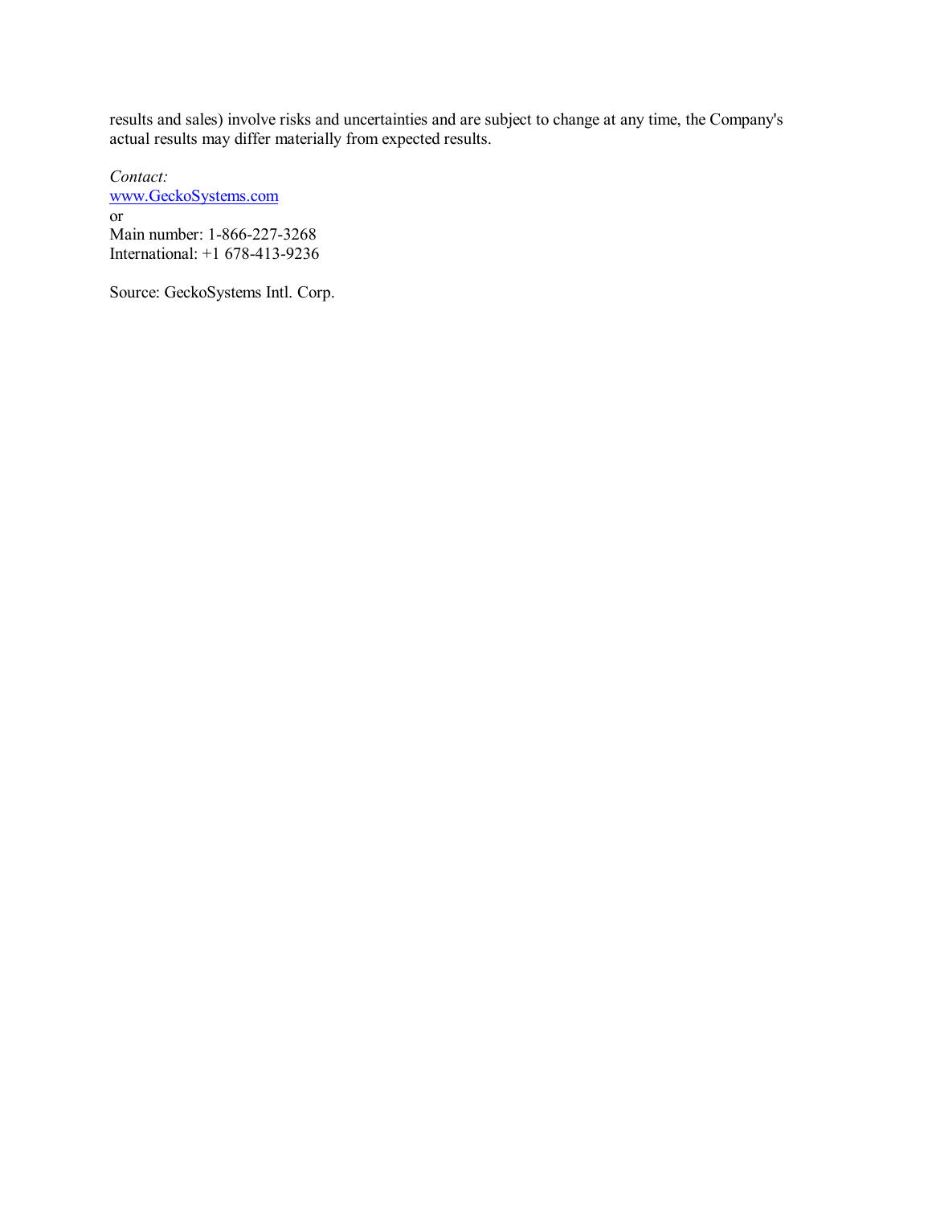results and sales) involve risks and uncertainties and are subject to change at any time, the Company's actual results may differ materially from expected results.

*Contact:*
[www.GeckoSystems.com](http://www.GeckoSystems.com)
or
Main number: 1-866-227-3268
International: +1 678-413-9236

Source: GeckoSystems Intl. Corp.